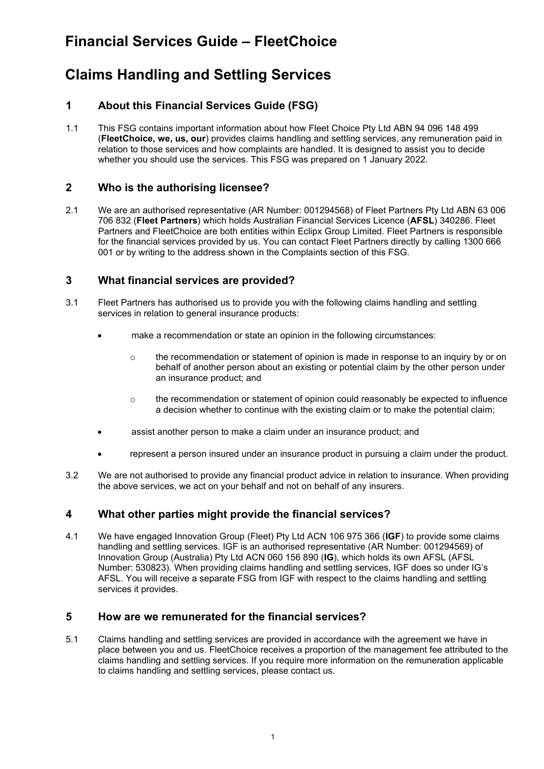# Financial Services Guide – FleetChoice

# Claims Handling and Settling Services

## 1 About this Financial Services Guide (FSG)

1.1 This FSG contains important information about how Fleet Choice Pty Ltd ABN 94 096 148 499 (**FleetChoice, we, us, our**) provides claims handling and settling services, any remuneration paid in relation to those services and how complaints are handled. It is designed to assist you to decide whether you should use the services. This FSG was prepared on 1 January 2022.

## 2 Who is the authorising licensee?

2.1 We are an authorised representative (AR Number: 001294568) of Fleet Partners Pty Ltd ABN 63 006 706 832 (**Fleet Partners**) which holds Australian Financial Services Licence (**AFSL**) 340286. Fleet Partners and FleetChoice are both entities within Eclipx Group Limited. Fleet Partners is responsible for the financial services provided by us. You can contact Fleet Partners directly by calling 1300 666 001 or by writing to the address shown in the Complaints section of this FSG.

## 3 What financial services are provided?

3.1 Fleet Partners has authorised us to provide you with the following claims handling and settling services in relation to general insurance products:

- make a recommendation or state an opinion in the following circumstances:
  - the recommendation or statement of opinion is made in response to an inquiry by or on behalf of another person about an existing or potential claim by the other person under an insurance product; and
  - the recommendation or statement of opinion could reasonably be expected to influence a decision whether to continue with the existing claim or to make the potential claim;
- assist another person to make a claim under an insurance product; and
- represent a person insured under an insurance product in pursuing a claim under the product.

3.2 We are not authorised to provide any financial product advice in relation to insurance. When providing the above services, we act on your behalf and not on behalf of any insurers.

## 4 What other parties might provide the financial services?

4.1 We have engaged Innovation Group (Fleet) Pty Ltd ACN 106 975 366 (**IGF**) to provide some claims handling and settling services. IGF is an authorised representative (AR Number: 001294569) of Innovation Group (Australia) Pty Ltd ACN 060 156 890 (**IG**), which holds its own AFSL (AFSL Number: 530823). When providing claims handling and settling services, IGF does so under IG's AFSL. You will receive a separate FSG from IGF with respect to the claims handling and settling services it provides.

## 5 How are we remunerated for the financial services?

5.1 Claims handling and settling services are provided in accordance with the agreement we have in place between you and us. FleetChoice receives a proportion of the management fee attributed to the claims handling and settling services. If you require more information on the remuneration applicable to claims handling and settling services, please contact us.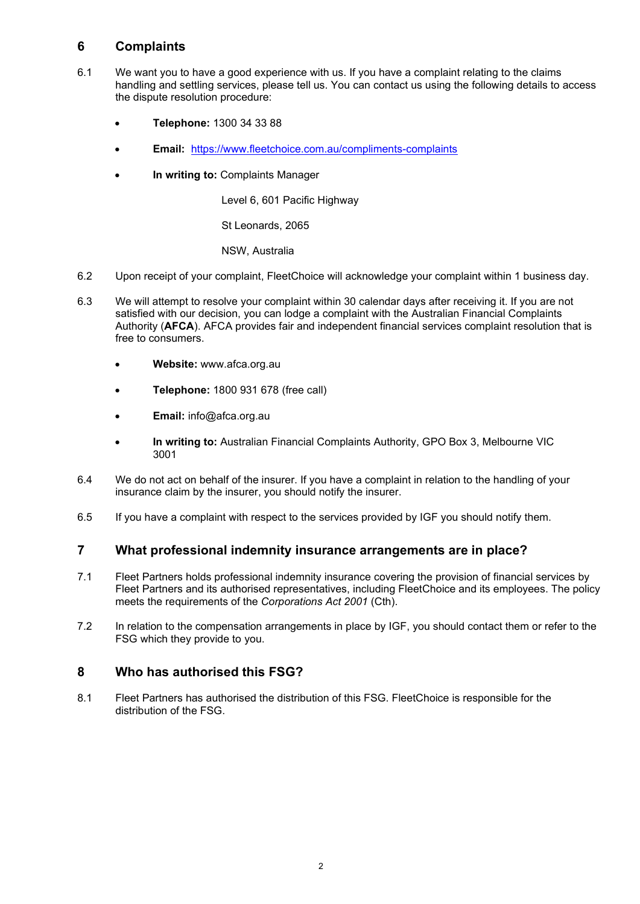## 6 Complaints

6.1 We want you to have a good experience with us. If you have a complaint relating to the claims handling and settling services, please tell us. You can contact us using the following details to access the dispute resolution procedure:

- **Telephone:** 1300 34 33 88
- **Email:** https://www.fleetchoice.com.au/compliments-complaints
- **In writing to:** Complaints Manager

  Level 6, 601 Pacific Highway

  St Leonards, 2065

  NSW, Australia

6.2 Upon receipt of your complaint, FleetChoice will acknowledge your complaint within 1 business day.

6.3 We will attempt to resolve your complaint within 30 calendar days after receiving it. If you are not satisfied with our decision, you can lodge a complaint with the Australian Financial Complaints Authority (**AFCA**). AFCA provides fair and independent financial services complaint resolution that is free to consumers.

- **Website:** www.afca.org.au
- **Telephone:** 1800 931 678 (free call)
- **Email:** info@afca.org.au
- **In writing to:** Australian Financial Complaints Authority, GPO Box 3, Melbourne VIC 3001

6.4 We do not act on behalf of the insurer. If you have a complaint in relation to the handling of your insurance claim by the insurer, you should notify the insurer.

6.5 If you have a complaint with respect to the services provided by IGF you should notify them.

## 7 What professional indemnity insurance arrangements are in place?

7.1 Fleet Partners holds professional indemnity insurance covering the provision of financial services by Fleet Partners and its authorised representatives, including FleetChoice and its employees. The policy meets the requirements of the *Corporations Act 2001* (Cth).

7.2 In relation to the compensation arrangements in place by IGF, you should contact them or refer to the FSG which they provide to you.

## 8 Who has authorised this FSG?

8.1 Fleet Partners has authorised the distribution of this FSG. FleetChoice is responsible for the distribution of the FSG.